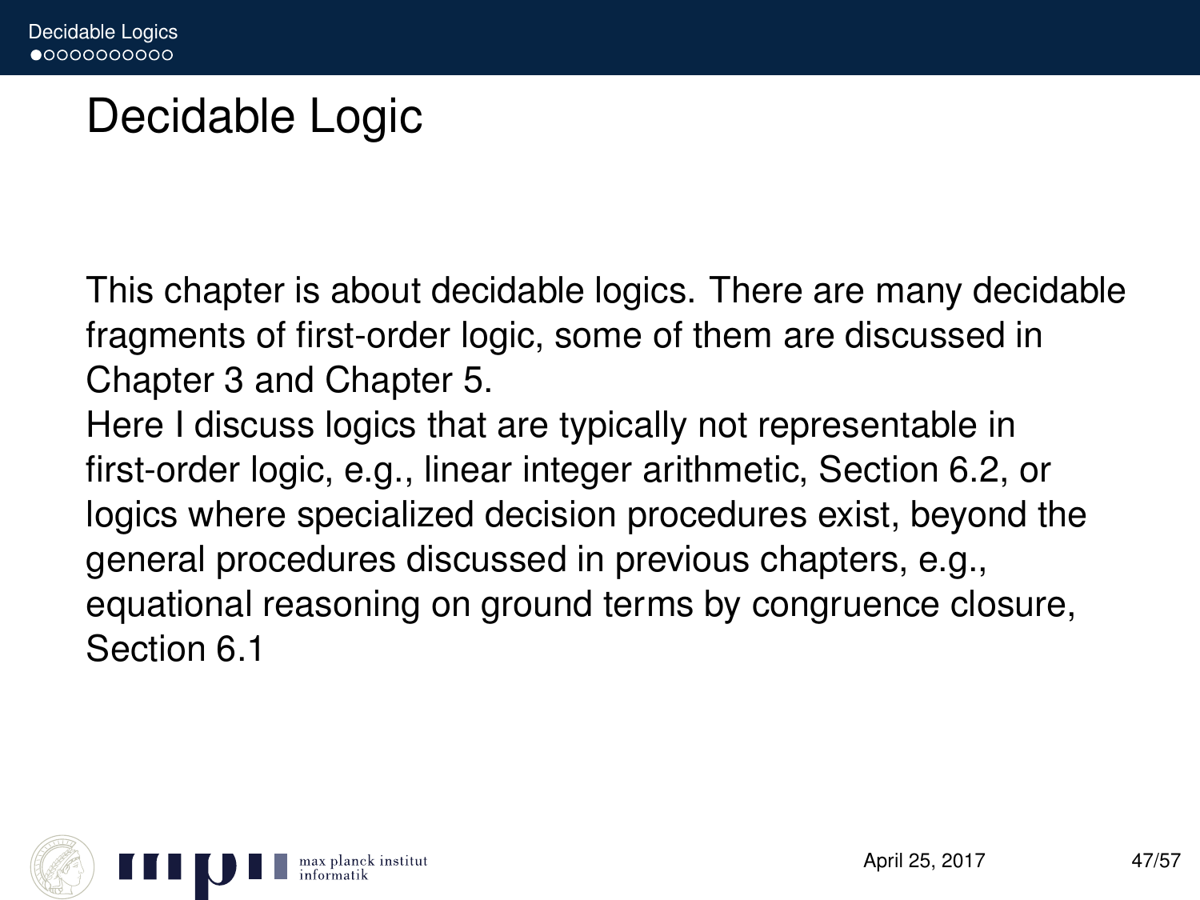# Decidable Logic

This chapter is about decidable logics. There are many decidable fragments of first-order logic, some of them are discussed in Chapter 3 and Chapter 5.

Here I discuss logics that are typically not representable in first-order logic, e.g., linear integer arithmetic, Section 6.2, or logics where specialized decision procedures exist, beyond the general procedures discussed in previous chapters, e.g., equational reasoning on ground terms by congruence closure, Section 6.1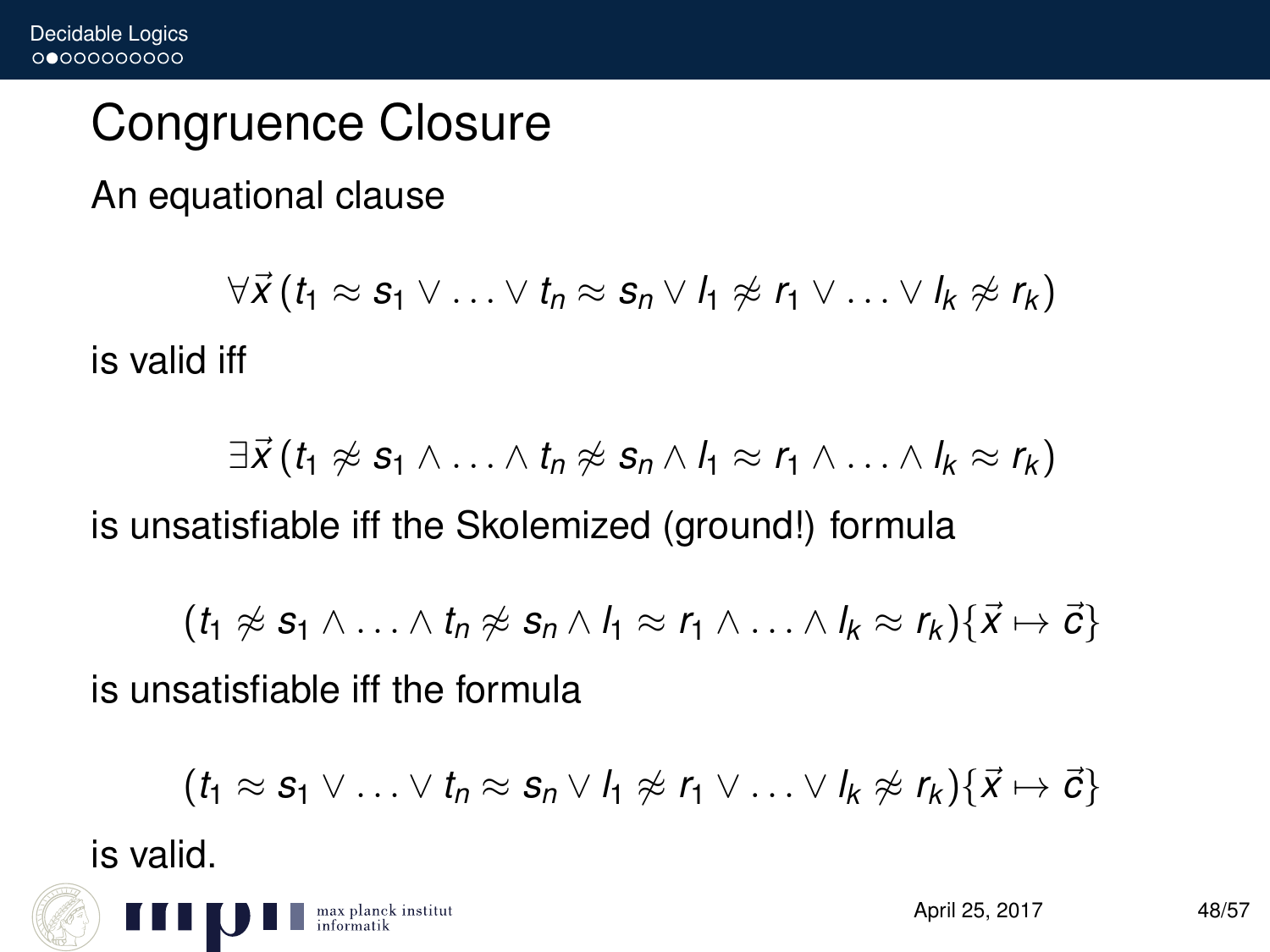# Congruence Closure

An equational clause

$$\forall \vec{x}\, (t_1 \approx s_1 \lor \ldots \lor t_n \approx s_n \lor l_1 \not\approx r_1 \lor \ldots \lor l_k \not\approx r_k)$$

is valid iff

$$\exists \vec{x}\, (t_1 \not\approx s_1 \land \ldots \land t_n \not\approx s_n \land l_1 \approx r_1 \land \ldots \land l_k \approx r_k)$$

is unsatisfiable iff the Skolemized (ground!) formula

$$(t_1 \not\approx s_1 \land \ldots \land t_n \not\approx s_n \land l_1 \approx r_1 \land \ldots \land l_k \approx r_k)\{\vec{x} \mapsto \vec{c}\}$$

is unsatisfiable iff the formula

$$(t_1 \approx s_1 \lor \ldots \lor t_n \approx s_n \lor l_1 \not\approx r_1 \lor \ldots \lor l_k \not\approx r_k)\{\vec{x} \mapsto \vec{c}\}$$

is valid.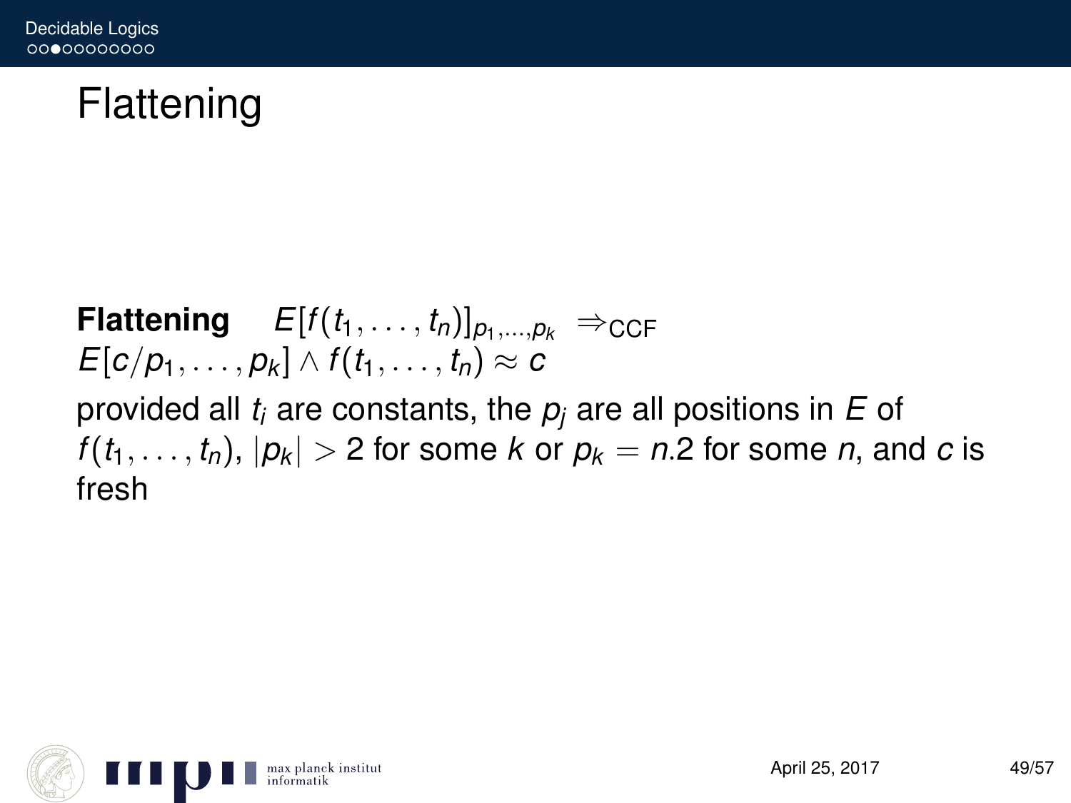# Flattening

**Flattening** $E[f(t_1, \ldots, t_n)]_{p_1,\ldots,p_k} \Rightarrow_{\text{CCF}}$ $E[c/p_1, \ldots, p_k] \wedge f(t_1, \ldots, t_n) \approx c$

provided all $t_i$ are constants, the $p_j$ are all positions in $E$ of $f(t_1, \ldots, t_n)$, $|p_k| > 2$ for some $k$ or $p_k = n.2$ for some $n$, and $c$ is fresh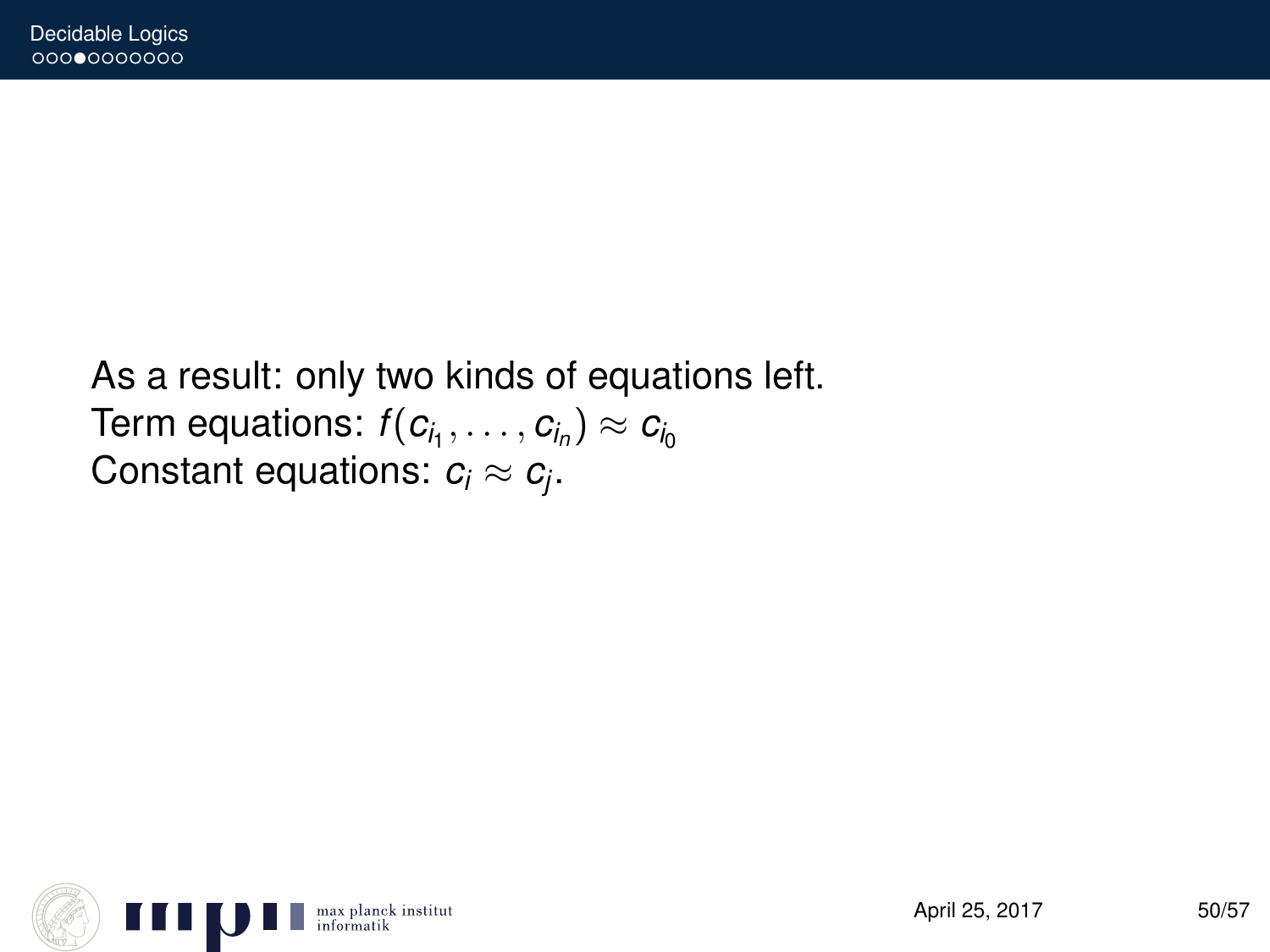As a result: only two kinds of equations left.

Term equations: $f(c_{i_1}, \ldots, c_{i_n}) \approx c_{i_0}$

Constant equations: $c_i \approx c_j$.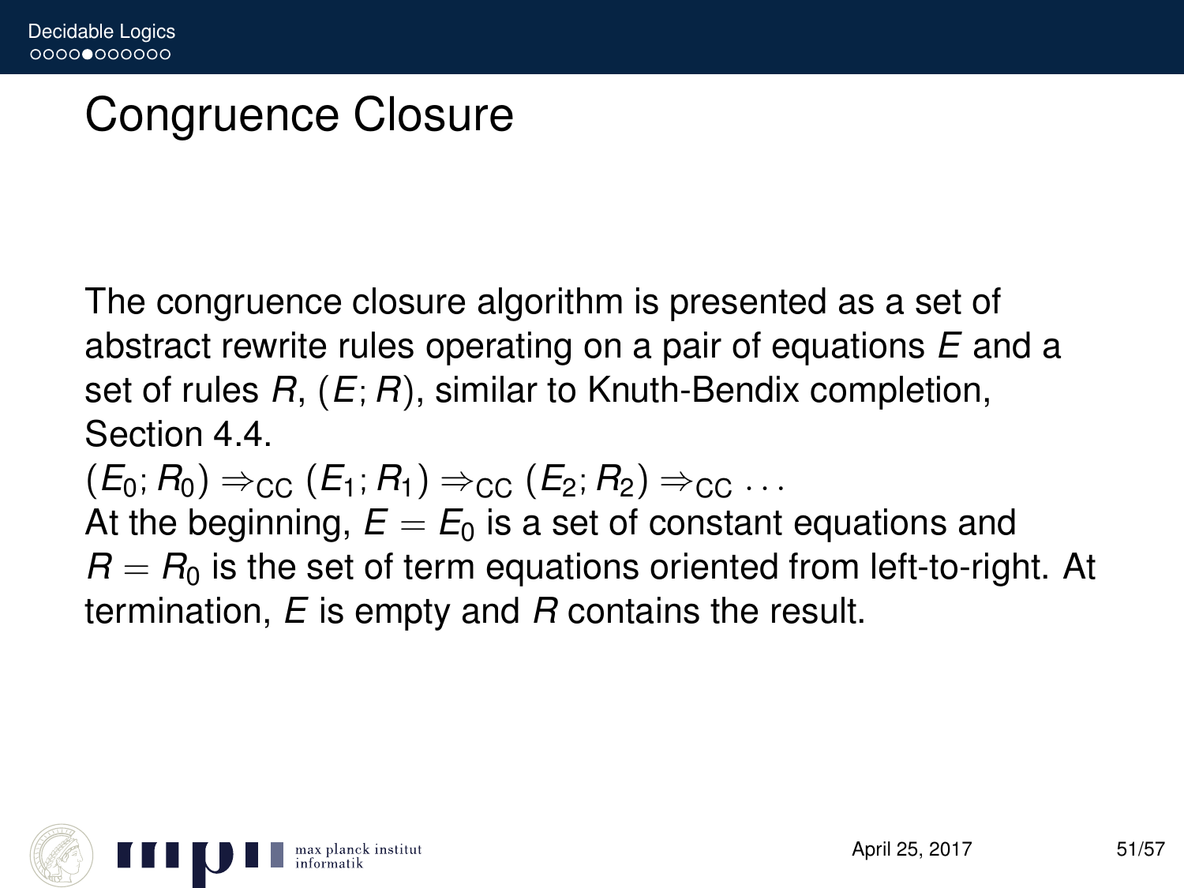# Congruence Closure

The congruence closure algorithm is presented as a set of abstract rewrite rules operating on a pair of equations $E$ and a set of rules $R$, $(E; R)$, similar to Knuth-Bendix completion, Section 4.4.

$(E_0; R_0) \Rightarrow_{\text{CC}} (E_1; R_1) \Rightarrow_{\text{CC}} (E_2; R_2) \Rightarrow_{\text{CC}} \ldots$

At the beginning, $E = E_0$ is a set of constant equations and $R = R_0$ is the set of term equations oriented from left-to-right. At termination, $E$ is empty and $R$ contains the result.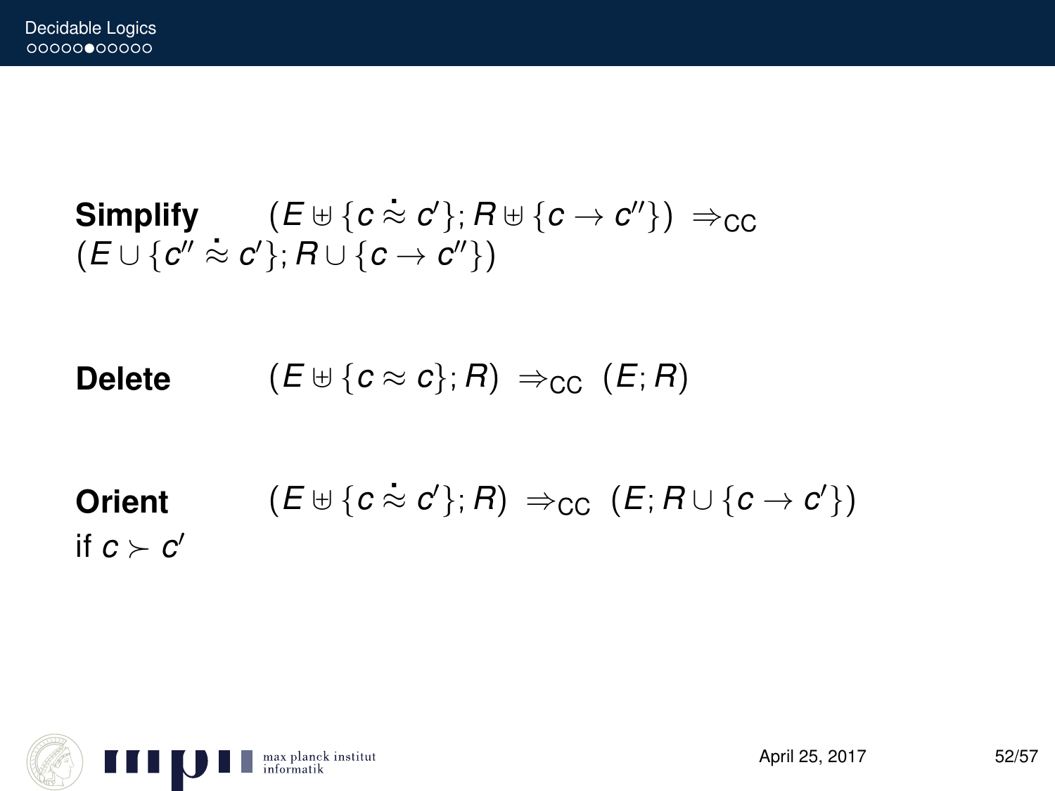**Simplify** $(E \uplus \{c \dot{\approx} c'\}; R \uplus \{c \rightarrow c''\}) \Rightarrow_{\text{CC}}$ $(E \cup \{c'' \dot{\approx} c'\}; R \cup \{c \rightarrow c''\})$

**Delete** $(E \uplus \{c \approx c\}; R) \Rightarrow_{\text{CC}} (E; R)$

**Orient** $(E \uplus \{c \dot{\approx} c'\}; R) \Rightarrow_{\text{CC}} (E; R \cup \{c \rightarrow c'\})$
if $c \succ c'$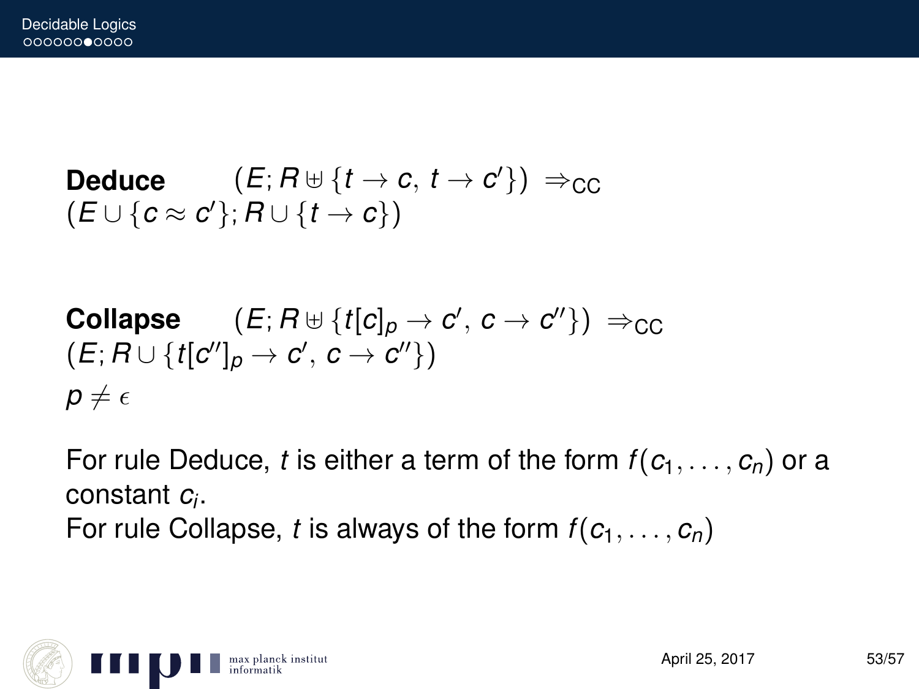**Deduce** $(E; R \uplus \{t \to c,\, t \to c'\}) \;\Rightarrow_{\text{CC}}$
$(E \cup \{c \approx c'\}; R \cup \{t \to c\})$

**Collapse** $(E; R \uplus \{t[c]_p \to c',\, c \to c''\}) \;\Rightarrow_{\text{CC}}$
$(E; R \cup \{t[c'']_p \to c',\, c \to c''\})$
$p \neq \epsilon$

For rule Deduce, $t$ is either a term of the form $f(c_1, \ldots, c_n)$ or a constant $c_i$.
For rule Collapse, $t$ is always of the form $f(c_1, \ldots, c_n)$